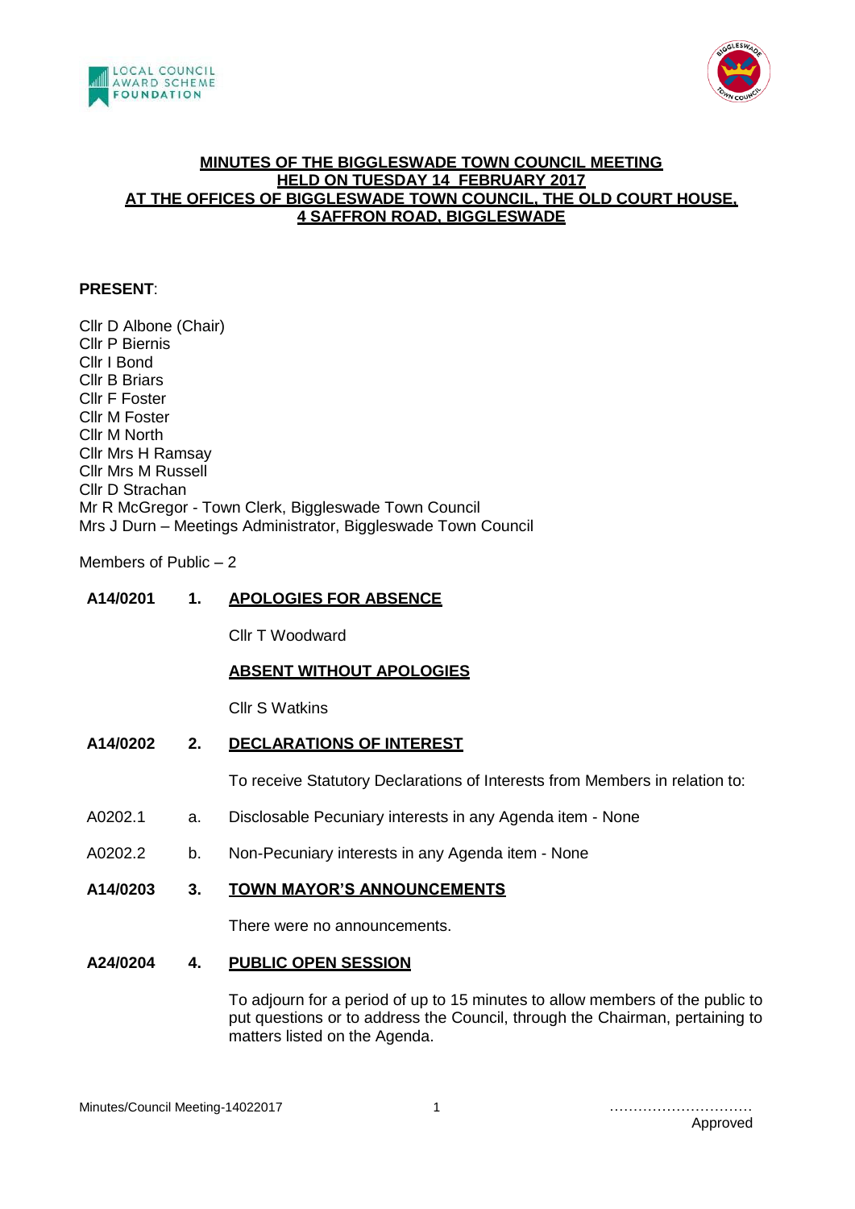# MINUTES OF THE BIGGLESWADE TOWN COUNCIL MEETING HELD ON TUESDAY 14 FEBRUARY 2017 AT THE OFFICES OF BIGGLESWADE TOWN COUNCIL, THE OLD COURT HOUSE, 4 SAFFRON ROAD, BIGGLESWADE

**PRESENT**:

Cllr D Albone (Chair)
Cllr P Biernis
Cllr I Bond
Cllr B Briars
Cllr F Foster
Cllr M Foster
Cllr M North
Cllr Mrs H Ramsay
Cllr Mrs M Russell
Cllr D Strachan
Mr R McGregor - Town Clerk, Biggleswade Town Council
Mrs J Durn – Meetings Administrator, Biggleswade Town Council

Members of Public – 2

**A14/0201 1. APOLOGIES FOR ABSENCE**

Cllr T Woodward

**ABSENT WITHOUT APOLOGIES**

Cllr S Watkins

**A14/0202 2. DECLARATIONS OF INTEREST**

To receive Statutory Declarations of Interests from Members in relation to:

A0202.1 a. Disclosable Pecuniary interests in any Agenda item - None

A0202.2 b. Non-Pecuniary interests in any Agenda item - None

**A14/0203 3. TOWN MAYOR'S ANNOUNCEMENTS**

There were no announcements.

**A24/0204 4. PUBLIC OPEN SESSION**

To adjourn for a period of up to 15 minutes to allow members of the public to put questions or to address the Council, through the Chairman, pertaining to matters listed on the Agenda.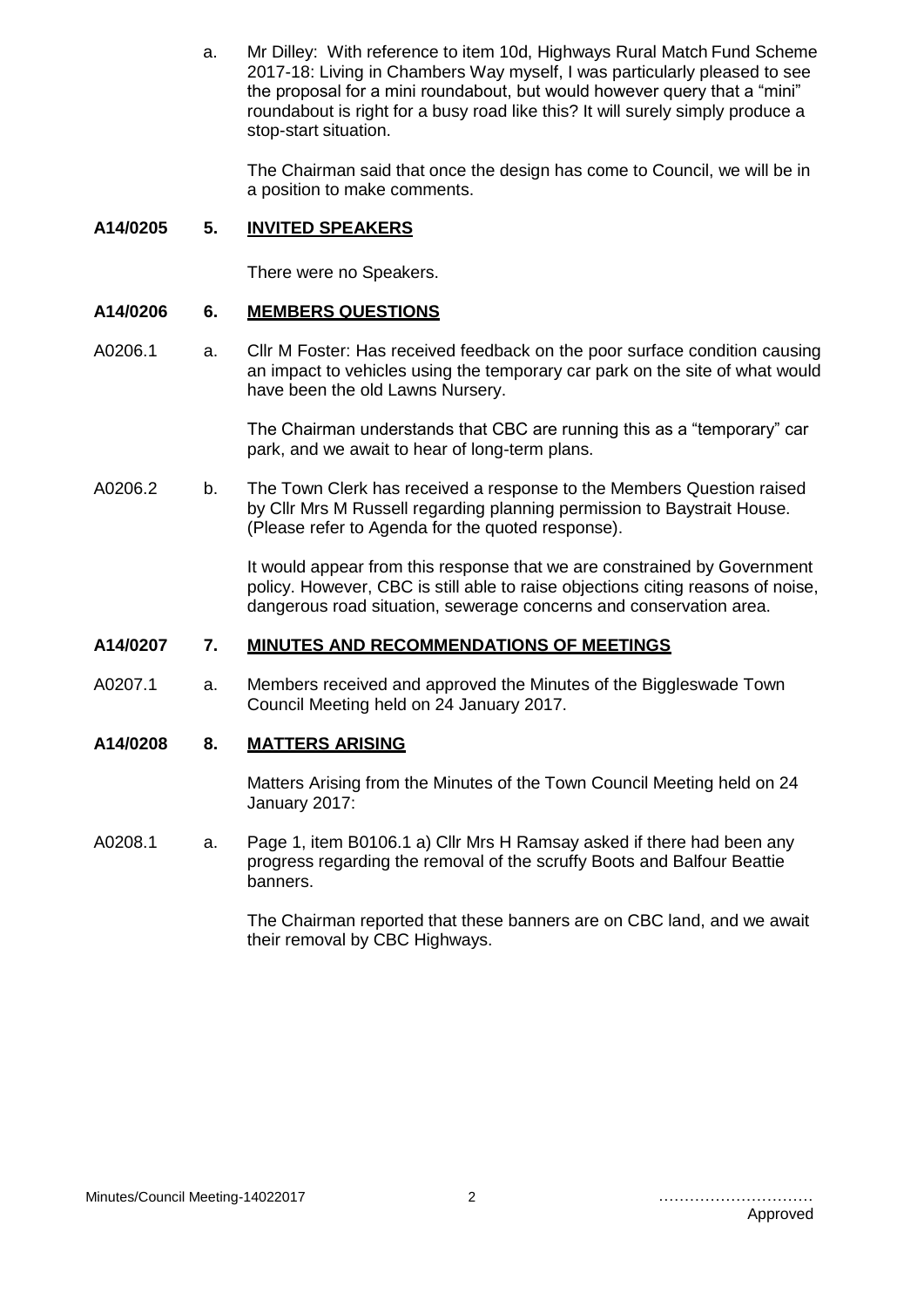a. Mr Dilley: With reference to item 10d, Highways Rural Match Fund Scheme 2017-18: Living in Chambers Way myself, I was particularly pleased to see the proposal for a mini roundabout, but would however query that a "mini" roundabout is right for a busy road like this? It will surely simply produce a stop-start situation.

The Chairman said that once the design has come to Council, we will be in a position to make comments.

**A14/0205 5. INVITED SPEAKERS**

There were no Speakers.

**A14/0206 6. MEMBERS QUESTIONS**

A0206.1 a. Cllr M Foster: Has received feedback on the poor surface condition causing an impact to vehicles using the temporary car park on the site of what would have been the old Lawns Nursery.

The Chairman understands that CBC are running this as a "temporary" car park, and we await to hear of long-term plans.

A0206.2 b. The Town Clerk has received a response to the Members Question raised by Cllr Mrs M Russell regarding planning permission to Baystrait House. (Please refer to Agenda for the quoted response).

It would appear from this response that we are constrained by Government policy. However, CBC is still able to raise objections citing reasons of noise, dangerous road situation, sewerage concerns and conservation area.

**A14/0207 7. MINUTES AND RECOMMENDATIONS OF MEETINGS**

A0207.1 a. Members received and approved the Minutes of the Biggleswade Town Council Meeting held on 24 January 2017.

**A14/0208 8. MATTERS ARISING**

Matters Arising from the Minutes of the Town Council Meeting held on 24 January 2017:

A0208.1 a. Page 1, item B0106.1 a) Cllr Mrs H Ramsay asked if there had been any progress regarding the removal of the scruffy Boots and Balfour Beattie banners.

The Chairman reported that these banners are on CBC land, and we await their removal by CBC Highways.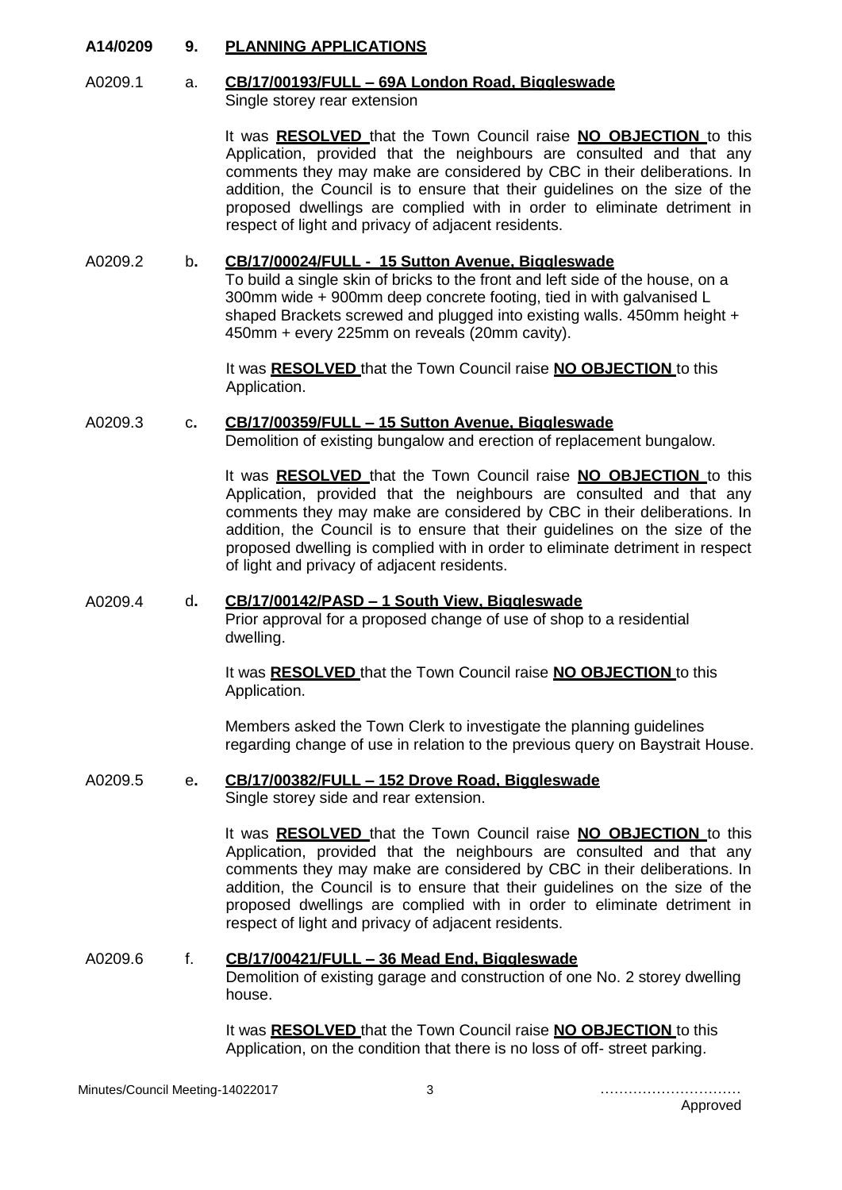**A14/0209 9. PLANNING APPLICATIONS**

A0209.1 a. **CB/17/00193/FULL – 69A London Road, Biggleswade**
Single storey rear extension

It was **RESOLVED** that the Town Council raise **NO OBJECTION** to this Application, provided that the neighbours are consulted and that any comments they may make are considered by CBC in their deliberations. In addition, the Council is to ensure that their guidelines on the size of the proposed dwellings are complied with in order to eliminate detriment in respect of light and privacy of adjacent residents.

A0209.2 b. **CB/17/00024/FULL - 15 Sutton Avenue, Biggleswade**
To build a single skin of bricks to the front and left side of the house, on a 300mm wide + 900mm deep concrete footing, tied in with galvanised L shaped Brackets screwed and plugged into existing walls. 450mm height + 450mm + every 225mm on reveals (20mm cavity).

It was **RESOLVED** that the Town Council raise **NO OBJECTION** to this Application.

A0209.3 c. **CB/17/00359/FULL – 15 Sutton Avenue, Biggleswade**
Demolition of existing bungalow and erection of replacement bungalow.

It was **RESOLVED** that the Town Council raise **NO OBJECTION** to this Application, provided that the neighbours are consulted and that any comments they may make are considered by CBC in their deliberations. In addition, the Council is to ensure that their guidelines on the size of the proposed dwelling is complied with in order to eliminate detriment in respect of light and privacy of adjacent residents.

A0209.4 d. **CB/17/00142/PASD – 1 South View, Biggleswade**
Prior approval for a proposed change of use of shop to a residential dwelling.

It was **RESOLVED** that the Town Council raise **NO OBJECTION** to this Application.

Members asked the Town Clerk to investigate the planning guidelines regarding change of use in relation to the previous query on Baystrait House.

A0209.5 e. **CB/17/00382/FULL – 152 Drove Road, Biggleswade**
Single storey side and rear extension.

It was **RESOLVED** that the Town Council raise **NO OBJECTION** to this Application, provided that the neighbours are consulted and that any comments they may make are considered by CBC in their deliberations. In addition, the Council is to ensure that their guidelines on the size of the proposed dwellings are complied with in order to eliminate detriment in respect of light and privacy of adjacent residents.

A0209.6 f. **CB/17/00421/FULL – 36 Mead End, Biggleswade**
Demolition of existing garage and construction of one No. 2 storey dwelling house.

It was **RESOLVED** that the Town Council raise **NO OBJECTION** to this Application, on the condition that there is no loss of off- street parking.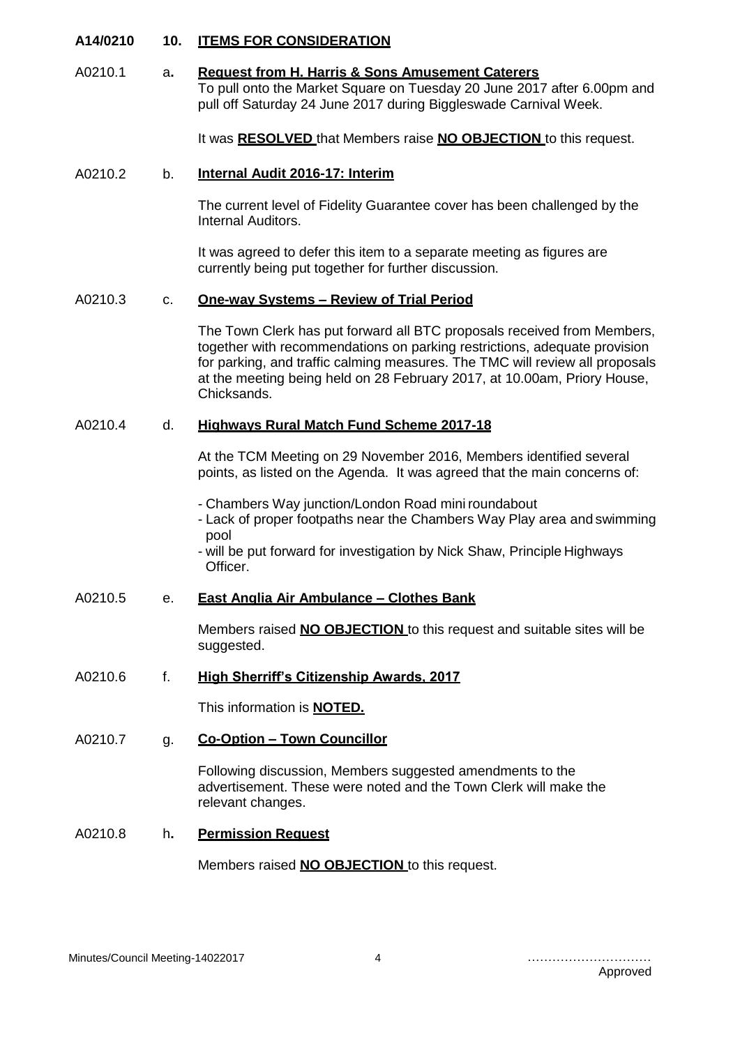**A14/0210 10. ITEMS FOR CONSIDERATION**

A0210.1 a. **Request from H. Harris & Sons Amusement Caterers**

To pull onto the Market Square on Tuesday 20 June 2017 after 6.00pm and pull off Saturday 24 June 2017 during Biggleswade Carnival Week.

It was **RESOLVED** that Members raise **NO OBJECTION** to this request.

A0210.2 b. **Internal Audit 2016-17: Interim**

The current level of Fidelity Guarantee cover has been challenged by the Internal Auditors.

It was agreed to defer this item to a separate meeting as figures are currently being put together for further discussion.

A0210.3 c. **One-way Systems – Review of Trial Period**

The Town Clerk has put forward all BTC proposals received from Members, together with recommendations on parking restrictions, adequate provision for parking, and traffic calming measures. The TMC will review all proposals at the meeting being held on 28 February 2017, at 10.00am, Priory House, Chicksands.

A0210.4 d. **Highways Rural Match Fund Scheme 2017-18**

At the TCM Meeting on 29 November 2016, Members identified several points, as listed on the Agenda. It was agreed that the main concerns of:

- Chambers Way junction/London Road mini roundabout
- Lack of proper footpaths near the Chambers Way Play area and swimming pool
- will be put forward for investigation by Nick Shaw, Principle Highways Officer.

A0210.5 e. **East Anglia Air Ambulance – Clothes Bank**

Members raised **NO OBJECTION** to this request and suitable sites will be suggested.

A0210.6 f. **High Sherriff's Citizenship Awards, 2017**

This information is **NOTED.**

A0210.7 g. **Co-Option – Town Councillor**

Following discussion, Members suggested amendments to the advertisement. These were noted and the Town Clerk will make the relevant changes.

A0210.8 h. **Permission Request**

Members raised **NO OBJECTION** to this request.

Minutes/Council Meeting-14022017

…………………………
Approved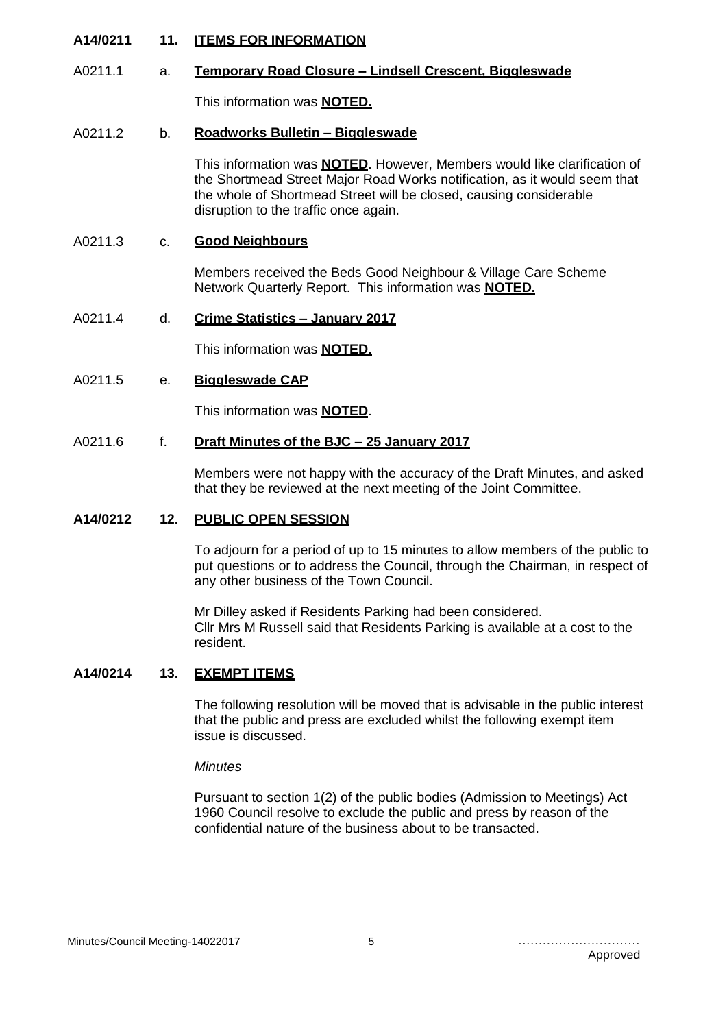**A14/0211 11. ITEMS FOR INFORMATION**

A0211.1 a. **Temporary Road Closure – Lindsell Crescent, Biggleswade**

This information was **NOTED.**

A0211.2 b. **Roadworks Bulletin – Biggleswade**

This information was **NOTED**. However, Members would like clarification of the Shortmead Street Major Road Works notification, as it would seem that the whole of Shortmead Street will be closed, causing considerable disruption to the traffic once again.

A0211.3 c. **Good Neighbours**

Members received the Beds Good Neighbour & Village Care Scheme Network Quarterly Report. This information was **NOTED.**

A0211.4 d. **Crime Statistics – January 2017**

This information was **NOTED.**

A0211.5 e. **Biggleswade CAP**

This information was **NOTED**.

A0211.6 f. **Draft Minutes of the BJC – 25 January 2017**

Members were not happy with the accuracy of the Draft Minutes, and asked that they be reviewed at the next meeting of the Joint Committee.

**A14/0212 12. PUBLIC OPEN SESSION**

To adjourn for a period of up to 15 minutes to allow members of the public to put questions or to address the Council, through the Chairman, in respect of any other business of the Town Council.

Mr Dilley asked if Residents Parking had been considered.
Cllr Mrs M Russell said that Residents Parking is available at a cost to the resident.

**A14/0214 13. EXEMPT ITEMS**

The following resolution will be moved that is advisable in the public interest that the public and press are excluded whilst the following exempt item issue is discussed.

*Minutes*

Pursuant to section 1(2) of the public bodies (Admission to Meetings) Act 1960 Council resolve to exclude the public and press by reason of the confidential nature of the business about to be transacted.

…………………………
Approved